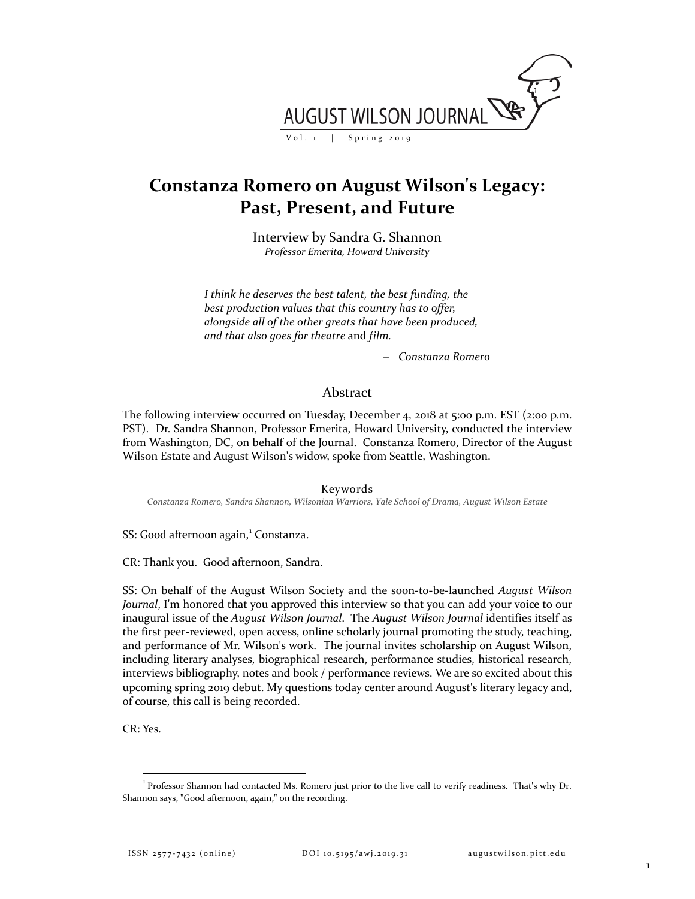# Constanza Romero on August Wilson's Legacy: Past, Present, and Future

Interview by Sandra G. Shannon
*Professor Emerita, Howard University*

> *I think he deserves the best talent, the best funding, the best production values that this country has to offer, alongside all of the other greats that have been produced, and that also goes for theatre* and *film.*
>
> – *Constanza Romero*

## Abstract

The following interview occurred on Tuesday, December 4, 2018 at 5:00 p.m. EST (2:00 p.m. PST). Dr. Sandra Shannon, Professor Emerita, Howard University, conducted the interview from Washington, DC, on behalf of the Journal. Constanza Romero, Director of the August Wilson Estate and August Wilson's widow, spoke from Seattle, Washington.

**Keywords**

*Constanza Romero, Sandra Shannon, Wilsonian Warriors, Yale School of Drama, August Wilson Estate*

SS: Good afternoon again,[1] Constanza.

CR: Thank you. Good afternoon, Sandra.

SS: On behalf of the August Wilson Society and the soon-to-be-launched *August Wilson Journal*, I'm honored that you approved this interview so that you can add your voice to our inaugural issue of the *August Wilson Journal*. The *August Wilson Journal* identifies itself as the first peer-reviewed, open access, online scholarly journal promoting the study, teaching, and performance of Mr. Wilson's work. The journal invites scholarship on August Wilson, including literary analyses, biographical research, performance studies, historical research, interviews bibliography, notes and book / performance reviews. We are so excited about this upcoming spring 2019 debut. My questions today center around August's literary legacy and, of course, this call is being recorded.

CR: Yes.

[1] Professor Shannon had contacted Ms. Romero just prior to the live call to verify readiness. That's why Dr. Shannon says, "Good afternoon, again," on the recording.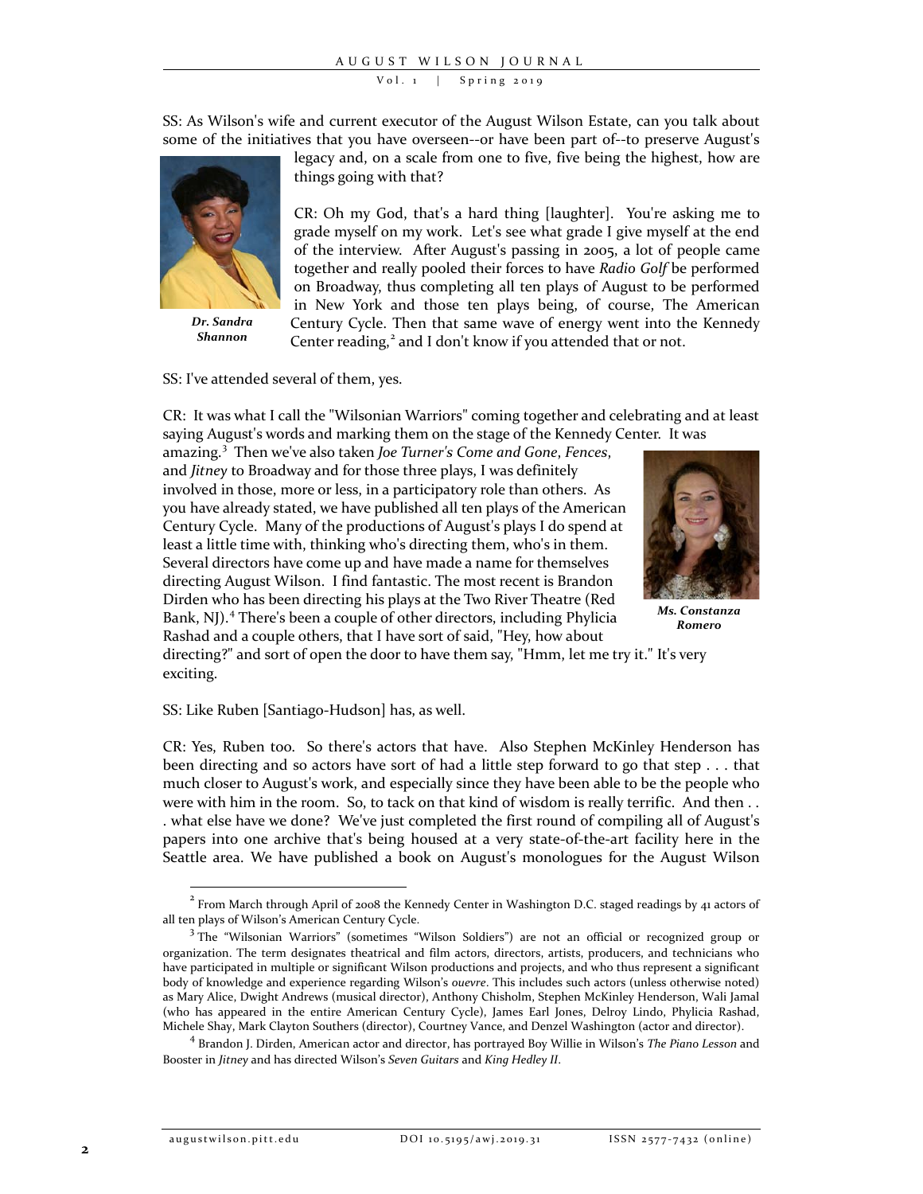SS: As Wilson's wife and current executor of the August Wilson Estate, can you talk about some of the initiatives that you have overseen--or have been part of--to preserve August's legacy and, on a scale from one to five, five being the highest, how are things going with that?

***Dr. Sandra Shannon***

CR: Oh my God, that's a hard thing [laughter]. You're asking me to grade myself on my work. Let's see what grade I give myself at the end of the interview. After August's passing in 2005, a lot of people came together and really pooled their forces to have *Radio Golf* be performed on Broadway, thus completing all ten plays of August to be performed in New York and those ten plays being, of course, The American Century Cycle. Then that same wave of energy went into the Kennedy Center reading,[2] and I don't know if you attended that or not.

SS: I've attended several of them, yes.

CR: It was what I call the "Wilsonian Warriors" coming together and celebrating and at least saying August's words and marking them on the stage of the Kennedy Center. It was amazing.[3] Then we've also taken *Joe Turner's Come and Gone*, *Fences*, and *Jitney* to Broadway and for those three plays, I was definitely involved in those, more or less, in a participatory role than others. As you have already stated, we have published all ten plays of the American Century Cycle. Many of the productions of August's plays I do spend at least a little time with, thinking who's directing them, who's in them. Several directors have come up and have made a name for themselves directing August Wilson. I find fantastic. The most recent is Brandon Dirden who has been directing his plays at the Two River Theatre (Red Bank, NJ).[4] There's been a couple of other directors, including Phylicia Rashad and a couple others, that I have sort of said, "Hey, how about directing?" and sort of open the door to have them say, "Hmm, let me try it." It's very exciting.

***Ms. Constanza Romero***

SS: Like Ruben [Santiago-Hudson] has, as well.

CR: Yes, Ruben too. So there's actors that have. Also Stephen McKinley Henderson has been directing and so actors have sort of had a little step forward to go that step . . . that much closer to August's work, and especially since they have been able to be the people who were with him in the room. So, to tack on that kind of wisdom is really terrific. And then . . . what else have we done? We've just completed the first round of compiling all of August's papers into one archive that's being housed at a very state-of-the-art facility here in the Seattle area. We have published a book on August's monologues for the August Wilson

---

[2] From March through April of 2008 the Kennedy Center in Washington D.C. staged readings by 41 actors of all ten plays of Wilson's American Century Cycle.

[3] The "Wilsonian Warriors" (sometimes "Wilson Soldiers") are not an official or recognized group or organization. The term designates theatrical and film actors, directors, artists, producers, and technicians who have participated in multiple or significant Wilson productions and projects, and who thus represent a significant body of knowledge and experience regarding Wilson's *ouevre*. This includes such actors (unless otherwise noted) as Mary Alice, Dwight Andrews (musical director), Anthony Chisholm, Stephen McKinley Henderson, Wali Jamal (who has appeared in the entire American Century Cycle), James Earl Jones, Delroy Lindo, Phylicia Rashad, Michele Shay, Mark Clayton Southers (director), Courtney Vance, and Denzel Washington (actor and director).

[4] Brandon J. Dirden, American actor and director, has portrayed Boy Willie in Wilson's *The Piano Lesson* and Booster in *Jitney* and has directed Wilson's *Seven Guitars* and *King Hedley II*.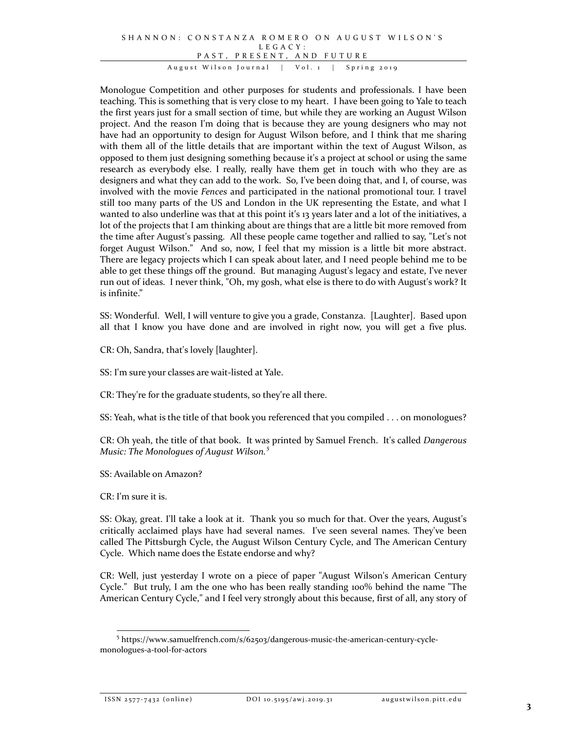Monologue Competition and other purposes for students and professionals. I have been teaching. This is something that is very close to my heart. I have been going to Yale to teach the first years just for a small section of time, but while they are working an August Wilson project. And the reason I'm doing that is because they are young designers who may not have had an opportunity to design for August Wilson before, and I think that me sharing with them all of the little details that are important within the text of August Wilson, as opposed to them just designing something because it's a project at school or using the same research as everybody else. I really, really have them get in touch with who they are as designers and what they can add to the work. So, I've been doing that, and I, of course, was involved with the movie *Fences* and participated in the national promotional tour. I travel still too many parts of the US and London in the UK representing the Estate, and what I wanted to also underline was that at this point it's 13 years later and a lot of the initiatives, a lot of the projects that I am thinking about are things that are a little bit more removed from the time after August's passing. All these people came together and rallied to say, "Let's not forget August Wilson." And so, now, I feel that my mission is a little bit more abstract. There are legacy projects which I can speak about later, and I need people behind me to be able to get these things off the ground. But managing August's legacy and estate, I've never run out of ideas. I never think, "Oh, my gosh, what else is there to do with August's work? It is infinite."

SS: Wonderful. Well, I will venture to give you a grade, Constanza. [Laughter]. Based upon all that I know you have done and are involved in right now, you will get a five plus.

CR: Oh, Sandra, that's lovely [laughter].

SS: I'm sure your classes are wait-listed at Yale.

CR: They're for the graduate students, so they're all there.

SS: Yeah, what is the title of that book you referenced that you compiled . . . on monologues?

CR: Oh yeah, the title of that book. It was printed by Samuel French. It's called *Dangerous Music: The Monologues of August Wilson.*[5]

SS: Available on Amazon?

CR: I'm sure it is.

SS: Okay, great. I'll take a look at it. Thank you so much for that. Over the years, August's critically acclaimed plays have had several names. I've seen several names. They've been called The Pittsburgh Cycle, the August Wilson Century Cycle, and The American Century Cycle. Which name does the Estate endorse and why?

CR: Well, just yesterday I wrote on a piece of paper "August Wilson's American Century Cycle." But truly, I am the one who has been really standing 100% behind the name "The American Century Cycle," and I feel very strongly about this because, first of all, any story of

[5] https://www.samuelfrench.com/s/62503/dangerous-music-the-american-century-cycle-monologues-a-tool-for-actors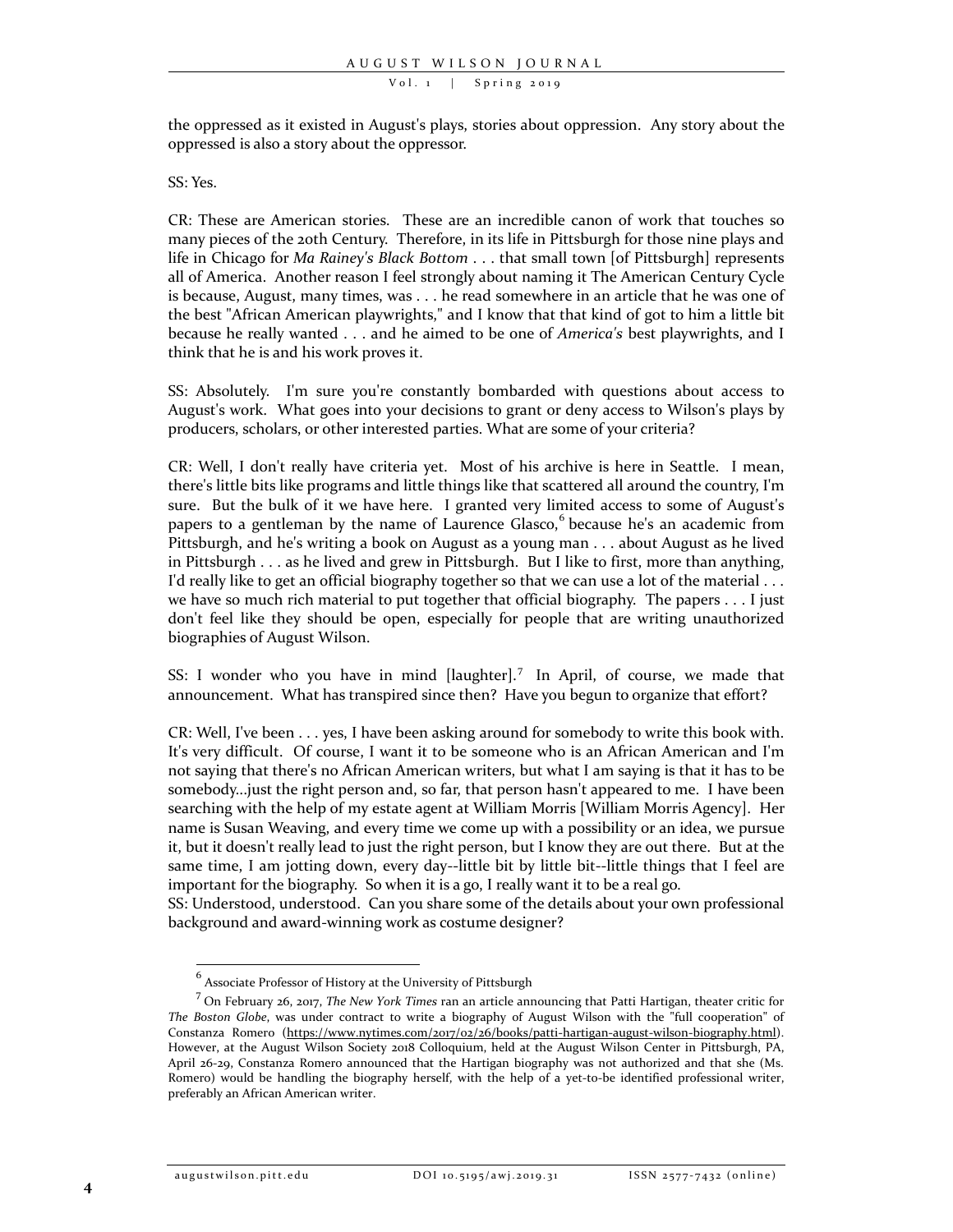the oppressed as it existed in August's plays, stories about oppression. Any story about the oppressed is also a story about the oppressor.

SS: Yes.

CR: These are American stories. These are an incredible canon of work that touches so many pieces of the 20th Century. Therefore, in its life in Pittsburgh for those nine plays and life in Chicago for *Ma Rainey's Black Bottom* . . . that small town [of Pittsburgh] represents all of America. Another reason I feel strongly about naming it The American Century Cycle is because, August, many times, was . . . he read somewhere in an article that he was one of the best "African American playwrights," and I know that that kind of got to him a little bit because he really wanted . . . and he aimed to be one of *America's* best playwrights, and I think that he is and his work proves it.

SS: Absolutely. I'm sure you're constantly bombarded with questions about access to August's work. What goes into your decisions to grant or deny access to Wilson's plays by producers, scholars, or other interested parties. What are some of your criteria?

CR: Well, I don't really have criteria yet. Most of his archive is here in Seattle. I mean, there's little bits like programs and little things like that scattered all around the country, I'm sure. But the bulk of it we have here. I granted very limited access to some of August's papers to a gentleman by the name of Laurence Glasco,[6] because he's an academic from Pittsburgh, and he's writing a book on August as a young man . . . about August as he lived in Pittsburgh . . . as he lived and grew in Pittsburgh. But I like to first, more than anything, I'd really like to get an official biography together so that we can use a lot of the material . . . we have so much rich material to put together that official biography. The papers . . . I just don't feel like they should be open, especially for people that are writing unauthorized biographies of August Wilson.

SS: I wonder who you have in mind [laughter].[7] In April, of course, we made that announcement. What has transpired since then? Have you begun to organize that effort?

CR: Well, I've been . . . yes, I have been asking around for somebody to write this book with. It's very difficult. Of course, I want it to be someone who is an African American and I'm not saying that there's no African American writers, but what I am saying is that it has to be somebody...just the right person and, so far, that person hasn't appeared to me. I have been searching with the help of my estate agent at William Morris [William Morris Agency]. Her name is Susan Weaving, and every time we come up with a possibility or an idea, we pursue it, but it doesn't really lead to just the right person, but I know they are out there. But at the same time, I am jotting down, every day--little bit by little bit--little things that I feel are important for the biography. So when it is a go, I really want it to be a real go.

SS: Understood, understood. Can you share some of the details about your own professional background and award-winning work as costume designer?

---

[6] Associate Professor of History at the University of Pittsburgh

[7] On February 26, 2017, *The New York Times* ran an article announcing that Patti Hartigan, theater critic for *The Boston Globe*, was under contract to write a biography of August Wilson with the "full cooperation" of Constanza Romero (https://www.nytimes.com/2017/02/26/books/patti-hartigan-august-wilson-biography.html). However, at the August Wilson Society 2018 Colloquium, held at the August Wilson Center in Pittsburgh, PA, April 26-29, Constanza Romero announced that the Hartigan biography was not authorized and that she (Ms. Romero) would be handling the biography herself, with the help of a yet-to-be identified professional writer, preferably an African American writer.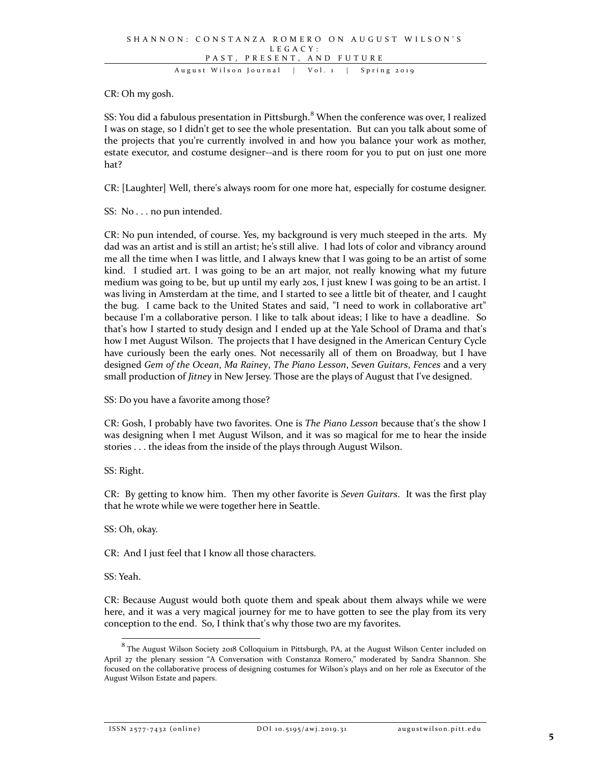CR: Oh my gosh.

SS: You did a fabulous presentation in Pittsburgh.[8] When the conference was over, I realized I was on stage, so I didn't get to see the whole presentation. But can you talk about some of the projects that you're currently involved in and how you balance your work as mother, estate executor, and costume designer--and is there room for you to put on just one more hat?

CR: [Laughter] Well, there's always room for one more hat, especially for costume designer.

SS: No . . . no pun intended.

CR: No pun intended, of course. Yes, my background is very much steeped in the arts. My dad was an artist and is still an artist; he's still alive. I had lots of color and vibrancy around me all the time when I was little, and I always knew that I was going to be an artist of some kind. I studied art. I was going to be an art major, not really knowing what my future medium was going to be, but up until my early 20s, I just knew I was going to be an artist. I was living in Amsterdam at the time, and I started to see a little bit of theater, and I caught the bug. I came back to the United States and said, "I need to work in collaborative art" because I'm a collaborative person. I like to talk about ideas; I like to have a deadline. So that's how I started to study design and I ended up at the Yale School of Drama and that's how I met August Wilson. The projects that I have designed in the American Century Cycle have curiously been the early ones. Not necessarily all of them on Broadway, but I have designed *Gem of the Ocean*, *Ma Rainey*, *The Piano Lesson*, *Seven Guitars*, *Fences* and a very small production of *Jitney* in New Jersey. Those are the plays of August that I've designed.

SS: Do you have a favorite among those?

CR: Gosh, I probably have two favorites. One is *The Piano Lesson* because that's the show I was designing when I met August Wilson, and it was so magical for me to hear the inside stories . . . the ideas from the inside of the plays through August Wilson.

SS: Right.

CR: By getting to know him. Then my other favorite is *Seven Guitars*. It was the first play that he wrote while we were together here in Seattle.

SS: Oh, okay.

CR: And I just feel that I know all those characters.

SS: Yeah.

CR: Because August would both quote them and speak about them always while we were here, and it was a very magical journey for me to have gotten to see the play from its very conception to the end. So, I think that's why those two are my favorites.

---

[8] The August Wilson Society 2018 Colloquium in Pittsburgh, PA, at the August Wilson Center included on April 27 the plenary session "A Conversation with Constanza Romero," moderated by Sandra Shannon. She focused on the collaborative process of designing costumes for Wilson's plays and on her role as Executor of the August Wilson Estate and papers.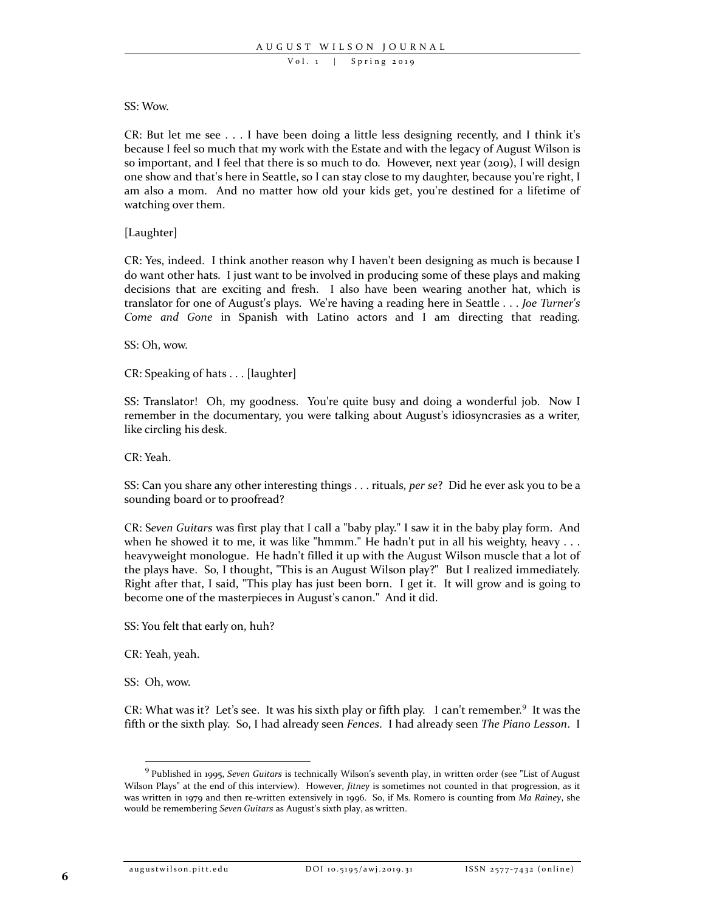SS: Wow.

CR: But let me see . . . I have been doing a little less designing recently, and I think it's because I feel so much that my work with the Estate and with the legacy of August Wilson is so important, and I feel that there is so much to do. However, next year (2019), I will design one show and that's here in Seattle, so I can stay close to my daughter, because you're right, I am also a mom. And no matter how old your kids get, you're destined for a lifetime of watching over them.

[Laughter]

CR: Yes, indeed. I think another reason why I haven't been designing as much is because I do want other hats. I just want to be involved in producing some of these plays and making decisions that are exciting and fresh. I also have been wearing another hat, which is translator for one of August's plays. We're having a reading here in Seattle . . . *Joe Turner's Come and Gone* in Spanish with Latino actors and I am directing that reading.

SS: Oh, wow.

CR: Speaking of hats . . . [laughter]

SS: Translator! Oh, my goodness. You're quite busy and doing a wonderful job. Now I remember in the documentary, you were talking about August's idiosyncrasies as a writer, like circling his desk.

CR: Yeah.

SS: Can you share any other interesting things . . . rituals, *per se*? Did he ever ask you to be a sounding board or to proofread?

CR: *Seven Guitars* was first play that I call a "baby play." I saw it in the baby play form. And when he showed it to me, it was like "hmmm." He hadn't put in all his weighty, heavy . . . heavyweight monologue. He hadn't filled it up with the August Wilson muscle that a lot of the plays have. So, I thought, "This is an August Wilson play?" But I realized immediately. Right after that, I said, "This play has just been born. I get it. It will grow and is going to become one of the masterpieces in August's canon." And it did.

SS: You felt that early on, huh?

CR: Yeah, yeah.

SS: Oh, wow.

CR: What was it? Let's see. It was his sixth play or fifth play. I can't remember.[9] It was the fifth or the sixth play. So, I had already seen *Fences*. I had already seen *The Piano Lesson*. I

[9] Published in 1995, *Seven Guitars* is technically Wilson's seventh play, in written order (see "List of August Wilson Plays" at the end of this interview). However, *Jitney* is sometimes not counted in that progression, as it was written in 1979 and then re-written extensively in 1996. So, if Ms. Romero is counting from *Ma Rainey*, she would be remembering *Seven Guitars* as August's sixth play, as written.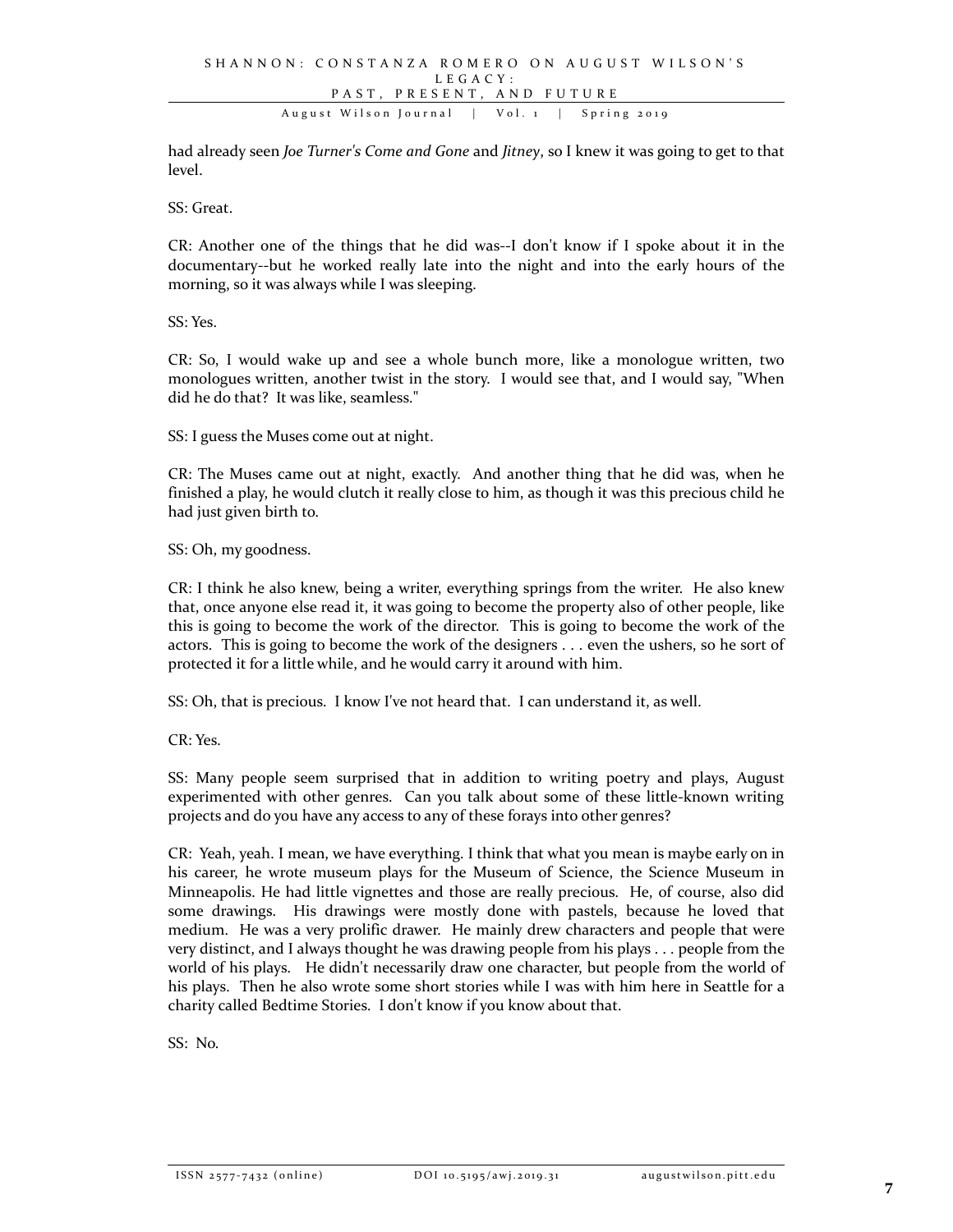had already seen *Joe Turner's Come and Gone* and *Jitney*, so I knew it was going to get to that level.

SS: Great.

CR: Another one of the things that he did was--I don't know if I spoke about it in the documentary--but he worked really late into the night and into the early hours of the morning, so it was always while I was sleeping.

SS: Yes.

CR: So, I would wake up and see a whole bunch more, like a monologue written, two monologues written, another twist in the story. I would see that, and I would say, "When did he do that? It was like, seamless."

SS: I guess the Muses come out at night.

CR: The Muses came out at night, exactly. And another thing that he did was, when he finished a play, he would clutch it really close to him, as though it was this precious child he had just given birth to.

SS: Oh, my goodness.

CR: I think he also knew, being a writer, everything springs from the writer. He also knew that, once anyone else read it, it was going to become the property also of other people, like this is going to become the work of the director. This is going to become the work of the actors. This is going to become the work of the designers . . . even the ushers, so he sort of protected it for a little while, and he would carry it around with him.

SS: Oh, that is precious. I know I've not heard that. I can understand it, as well.

CR: Yes.

SS: Many people seem surprised that in addition to writing poetry and plays, August experimented with other genres. Can you talk about some of these little-known writing projects and do you have any access to any of these forays into other genres?

CR: Yeah, yeah. I mean, we have everything. I think that what you mean is maybe early on in his career, he wrote museum plays for the Museum of Science, the Science Museum in Minneapolis. He had little vignettes and those are really precious. He, of course, also did some drawings. His drawings were mostly done with pastels, because he loved that medium. He was a very prolific drawer. He mainly drew characters and people that were very distinct, and I always thought he was drawing people from his plays . . . people from the world of his plays. He didn't necessarily draw one character, but people from the world of his plays. Then he also wrote some short stories while I was with him here in Seattle for a charity called Bedtime Stories. I don't know if you know about that.

SS: No.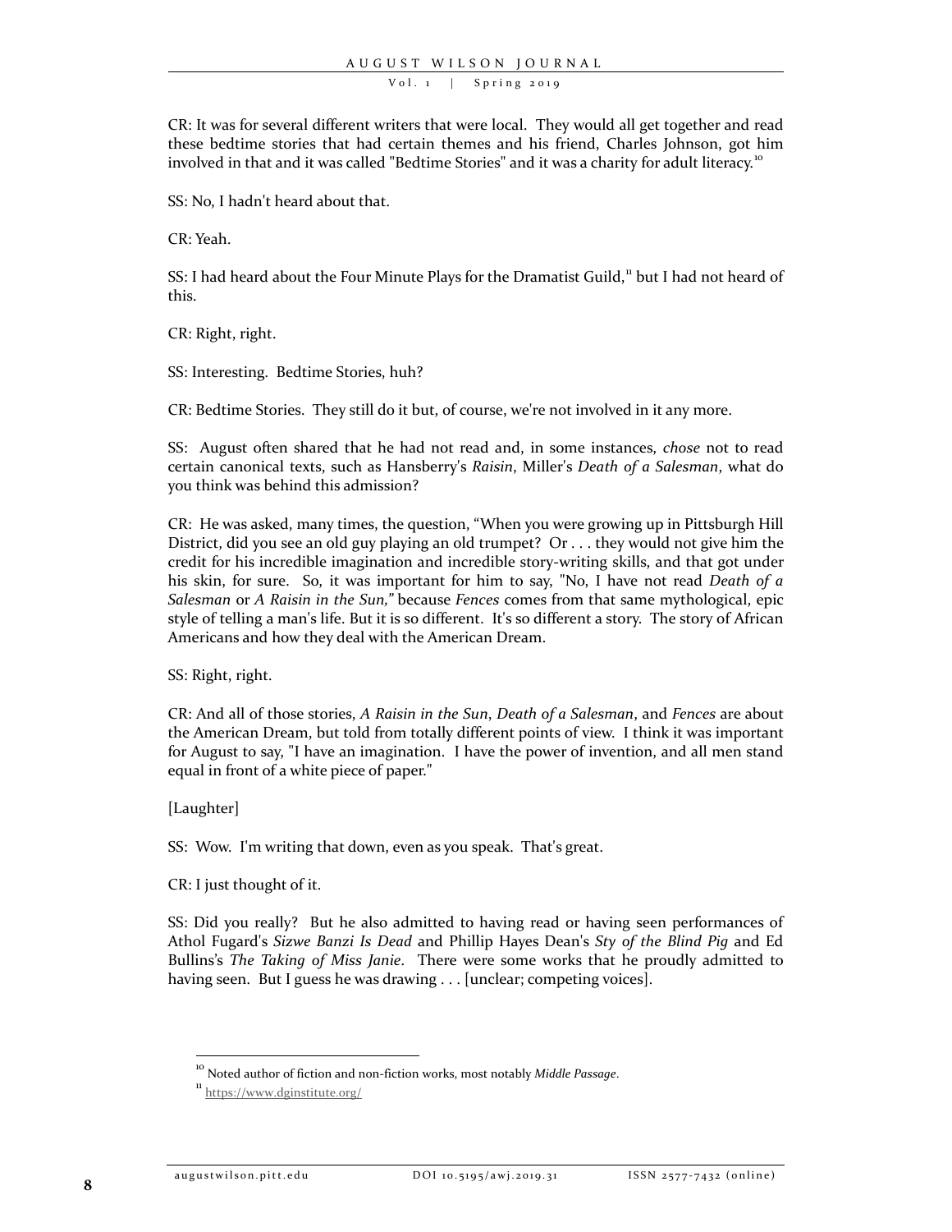CR: It was for several different writers that were local. They would all get together and read these bedtime stories that had certain themes and his friend, Charles Johnson, got him involved in that and it was called "Bedtime Stories" and it was a charity for adult literacy.[10]

SS: No, I hadn't heard about that.

CR: Yeah.

SS: I had heard about the Four Minute Plays for the Dramatist Guild,[11] but I had not heard of this.

CR: Right, right.

SS: Interesting. Bedtime Stories, huh?

CR: Bedtime Stories. They still do it but, of course, we're not involved in it any more.

SS: August often shared that he had not read and, in some instances, *chose* not to read certain canonical texts, such as Hansberry's *Raisin*, Miller's *Death of a Salesman*, what do you think was behind this admission?

CR: He was asked, many times, the question, "When you were growing up in Pittsburgh Hill District, did you see an old guy playing an old trumpet? Or . . . they would not give him the credit for his incredible imagination and incredible story-writing skills, and that got under his skin, for sure. So, it was important for him to say, "No, I have not read *Death of a Salesman* or *A Raisin in the Sun,"* because *Fences* comes from that same mythological, epic style of telling a man's life. But it is so different. It's so different a story. The story of African Americans and how they deal with the American Dream.

SS: Right, right.

CR: And all of those stories, *A Raisin in the Sun*, *Death of a Salesman*, and *Fences* are about the American Dream, but told from totally different points of view. I think it was important for August to say, "I have an imagination. I have the power of invention, and all men stand equal in front of a white piece of paper."

[Laughter]

SS: Wow. I'm writing that down, even as you speak. That's great.

CR: I just thought of it.

SS: Did you really? But he also admitted to having read or having seen performances of Athol Fugard's *Sizwe Banzi Is Dead* and Phillip Hayes Dean's *Sty of the Blind Pig* and Ed Bullins's *The Taking of Miss Janie*. There were some works that he proudly admitted to having seen. But I guess he was drawing . . . [unclear; competing voices].

---

[10] Noted author of fiction and non-fiction works, most notably *Middle Passage*.

[11] https://www.dginstitute.org/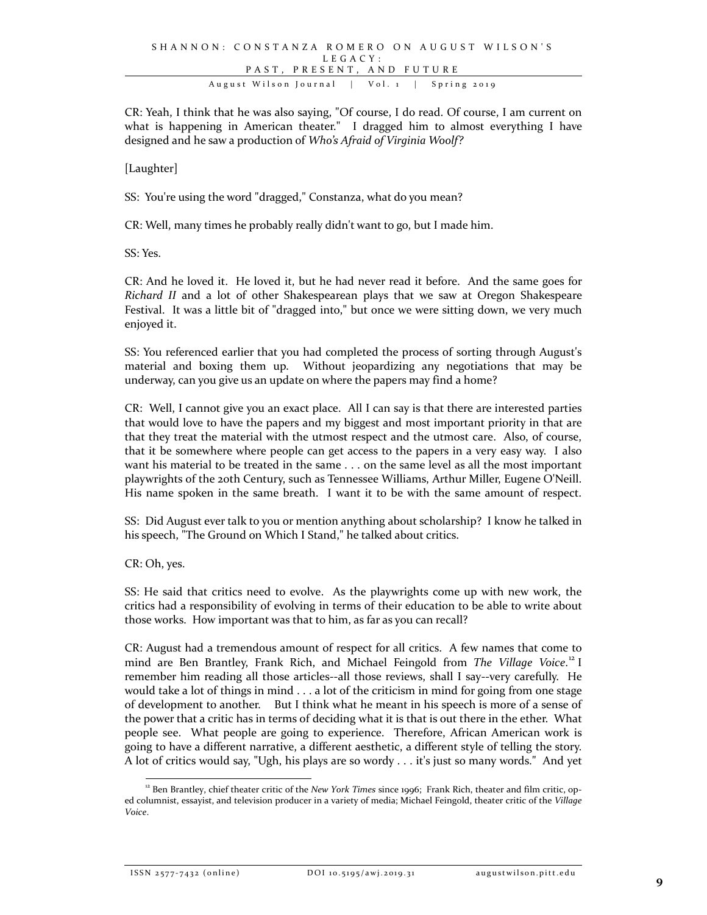CR: Yeah, I think that he was also saying, "Of course, I do read. Of course, I am current on what is happening in American theater." I dragged him to almost everything I have designed and he saw a production of *Who's Afraid of Virginia Woolf?*

[Laughter]

SS: You're using the word "dragged," Constanza, what do you mean?

CR: Well, many times he probably really didn't want to go, but I made him.

SS: Yes.

CR: And he loved it. He loved it, but he had never read it before. And the same goes for *Richard II* and a lot of other Shakespearean plays that we saw at Oregon Shakespeare Festival. It was a little bit of "dragged into," but once we were sitting down, we very much enjoyed it.

SS: You referenced earlier that you had completed the process of sorting through August's material and boxing them up. Without jeopardizing any negotiations that may be underway, can you give us an update on where the papers may find a home?

CR: Well, I cannot give you an exact place. All I can say is that there are interested parties that would love to have the papers and my biggest and most important priority in that are that they treat the material with the utmost respect and the utmost care. Also, of course, that it be somewhere where people can get access to the papers in a very easy way. I also want his material to be treated in the same . . . on the same level as all the most important playwrights of the 20th Century, such as Tennessee Williams, Arthur Miller, Eugene O'Neill. His name spoken in the same breath. I want it to be with the same amount of respect.

SS: Did August ever talk to you or mention anything about scholarship? I know he talked in his speech, "The Ground on Which I Stand," he talked about critics.

CR: Oh, yes.

SS: He said that critics need to evolve. As the playwrights come up with new work, the critics had a responsibility of evolving in terms of their education to be able to write about those works. How important was that to him, as far as you can recall?

CR: August had a tremendous amount of respect for all critics. A few names that come to mind are Ben Brantley, Frank Rich, and Michael Feingold from *The Village Voice*.[12] I remember him reading all those articles--all those reviews, shall I say--very carefully. He would take a lot of things in mind . . . a lot of the criticism in mind for going from one stage of development to another. But I think what he meant in his speech is more of a sense of the power that a critic has in terms of deciding what it is that is out there in the ether. What people see. What people are going to experience. Therefore, African American work is going to have a different narrative, a different aesthetic, a different style of telling the story. A lot of critics would say, "Ugh, his plays are so wordy . . . it's just so many words." And yet

---

[12] Ben Brantley, chief theater critic of the *New York Times* since 1996; Frank Rich, theater and film critic, op-ed columnist, essayist, and television producer in a variety of media; Michael Feingold, theater critic of the *Village Voice*.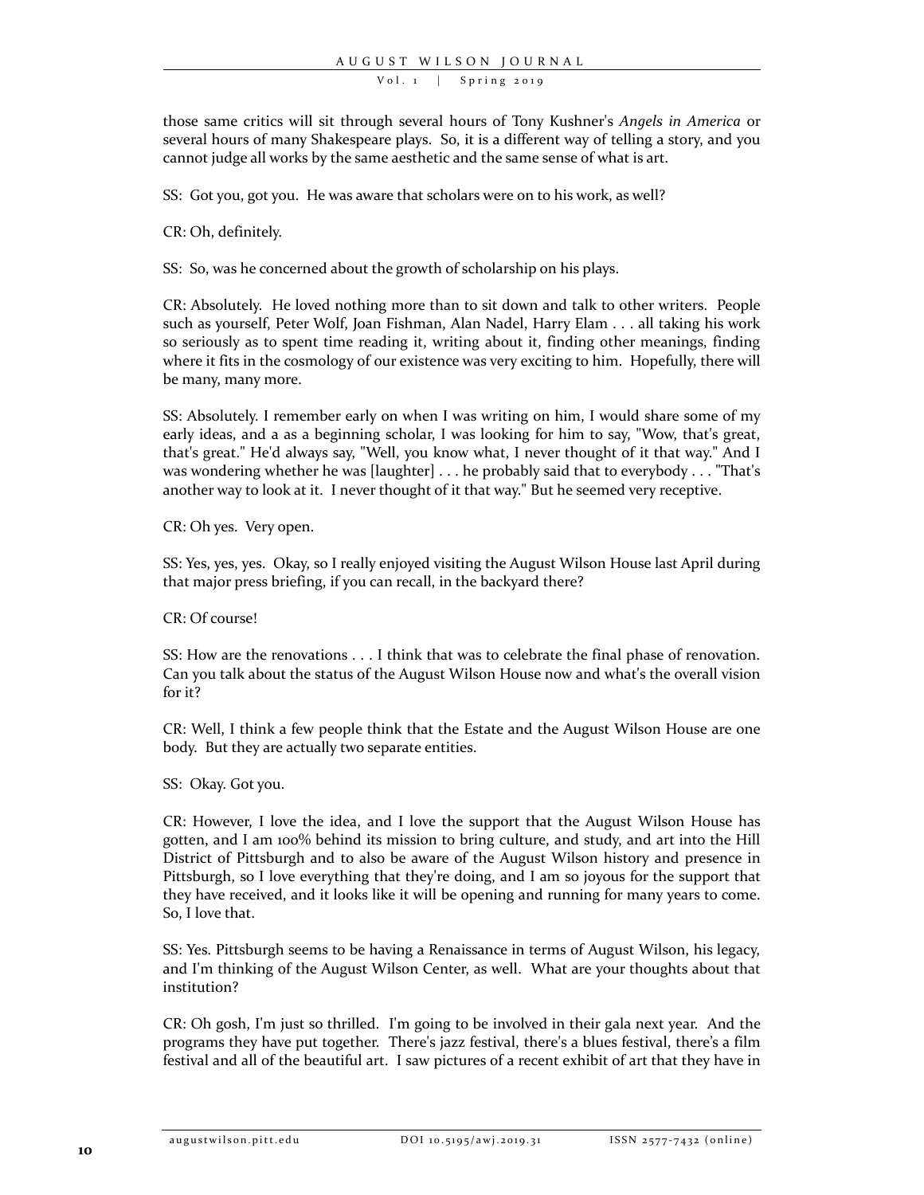those same critics will sit through several hours of Tony Kushner's *Angels in America* or several hours of many Shakespeare plays. So, it is a different way of telling a story, and you cannot judge all works by the same aesthetic and the same sense of what is art.

SS: Got you, got you. He was aware that scholars were on to his work, as well?

CR: Oh, definitely.

SS: So, was he concerned about the growth of scholarship on his plays.

CR: Absolutely. He loved nothing more than to sit down and talk to other writers. People such as yourself, Peter Wolf, Joan Fishman, Alan Nadel, Harry Elam . . . all taking his work so seriously as to spent time reading it, writing about it, finding other meanings, finding where it fits in the cosmology of our existence was very exciting to him. Hopefully, there will be many, many more.

SS: Absolutely. I remember early on when I was writing on him, I would share some of my early ideas, and a as a beginning scholar, I was looking for him to say, "Wow, that's great, that's great." He'd always say, "Well, you know what, I never thought of it that way." And I was wondering whether he was [laughter] . . . he probably said that to everybody . . . "That's another way to look at it. I never thought of it that way." But he seemed very receptive.

CR: Oh yes. Very open.

SS: Yes, yes, yes. Okay, so I really enjoyed visiting the August Wilson House last April during that major press briefing, if you can recall, in the backyard there?

CR: Of course!

SS: How are the renovations . . . I think that was to celebrate the final phase of renovation. Can you talk about the status of the August Wilson House now and what's the overall vision for it?

CR: Well, I think a few people think that the Estate and the August Wilson House are one body. But they are actually two separate entities.

SS: Okay. Got you.

CR: However, I love the idea, and I love the support that the August Wilson House has gotten, and I am 100% behind its mission to bring culture, and study, and art into the Hill District of Pittsburgh and to also be aware of the August Wilson history and presence in Pittsburgh, so I love everything that they're doing, and I am so joyous for the support that they have received, and it looks like it will be opening and running for many years to come. So, I love that.

SS: Yes. Pittsburgh seems to be having a Renaissance in terms of August Wilson, his legacy, and I'm thinking of the August Wilson Center, as well. What are your thoughts about that institution?

CR: Oh gosh, I'm just so thrilled. I'm going to be involved in their gala next year. And the programs they have put together. There's jazz festival, there's a blues festival, there's a film festival and all of the beautiful art. I saw pictures of a recent exhibit of art that they have in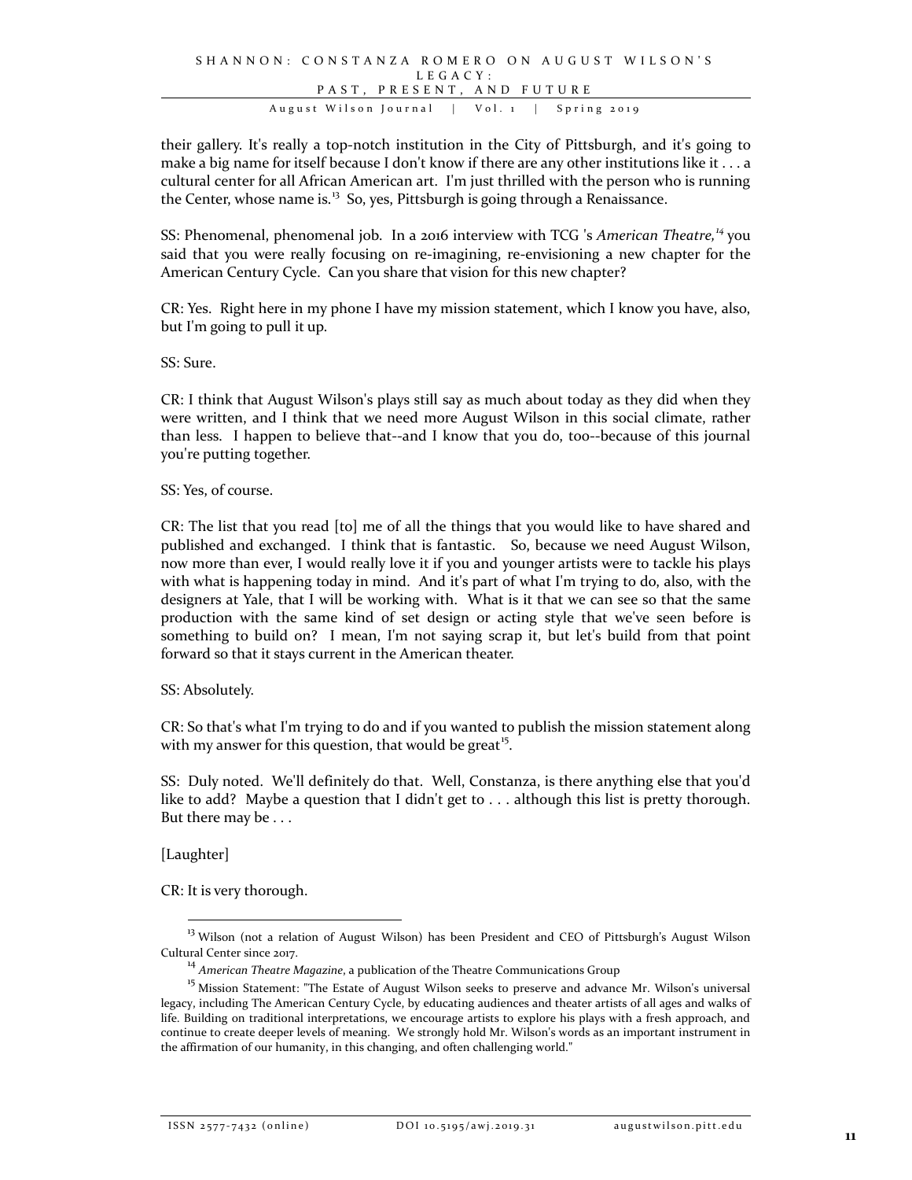their gallery. It's really a top-notch institution in the City of Pittsburgh, and it's going to make a big name for itself because I don't know if there are any other institutions like it . . . a cultural center for all African American art. I'm just thrilled with the person who is running the Center, whose name is.[13] So, yes, Pittsburgh is going through a Renaissance.

SS: Phenomenal, phenomenal job. In a 2016 interview with TCG 's *American Theatre,*[14] you said that you were really focusing on re-imagining, re-envisioning a new chapter for the American Century Cycle. Can you share that vision for this new chapter?

CR: Yes. Right here in my phone I have my mission statement, which I know you have, also, but I'm going to pull it up.

SS: Sure.

CR: I think that August Wilson's plays still say as much about today as they did when they were written, and I think that we need more August Wilson in this social climate, rather than less. I happen to believe that--and I know that you do, too--because of this journal you're putting together.

SS: Yes, of course.

CR: The list that you read [to] me of all the things that you would like to have shared and published and exchanged. I think that is fantastic. So, because we need August Wilson, now more than ever, I would really love it if you and younger artists were to tackle his plays with what is happening today in mind. And it's part of what I'm trying to do, also, with the designers at Yale, that I will be working with. What is it that we can see so that the same production with the same kind of set design or acting style that we've seen before is something to build on? I mean, I'm not saying scrap it, but let's build from that point forward so that it stays current in the American theater.

SS: Absolutely.

CR: So that's what I'm trying to do and if you wanted to publish the mission statement along with my answer for this question, that would be great[15].

SS: Duly noted. We'll definitely do that. Well, Constanza, is there anything else that you'd like to add? Maybe a question that I didn't get to . . . although this list is pretty thorough. But there may be . . .

[Laughter]

CR: It is very thorough.

---

[13] Wilson (not a relation of August Wilson) has been President and CEO of Pittsburgh's August Wilson Cultural Center since 2017.

[14] *American Theatre Magazine*, a publication of the Theatre Communications Group

[15] Mission Statement: "The Estate of August Wilson seeks to preserve and advance Mr. Wilson's universal legacy, including The American Century Cycle, by educating audiences and theater artists of all ages and walks of life. Building on traditional interpretations, we encourage artists to explore his plays with a fresh approach, and continue to create deeper levels of meaning. We strongly hold Mr. Wilson's words as an important instrument in the affirmation of our humanity, in this changing, and often challenging world."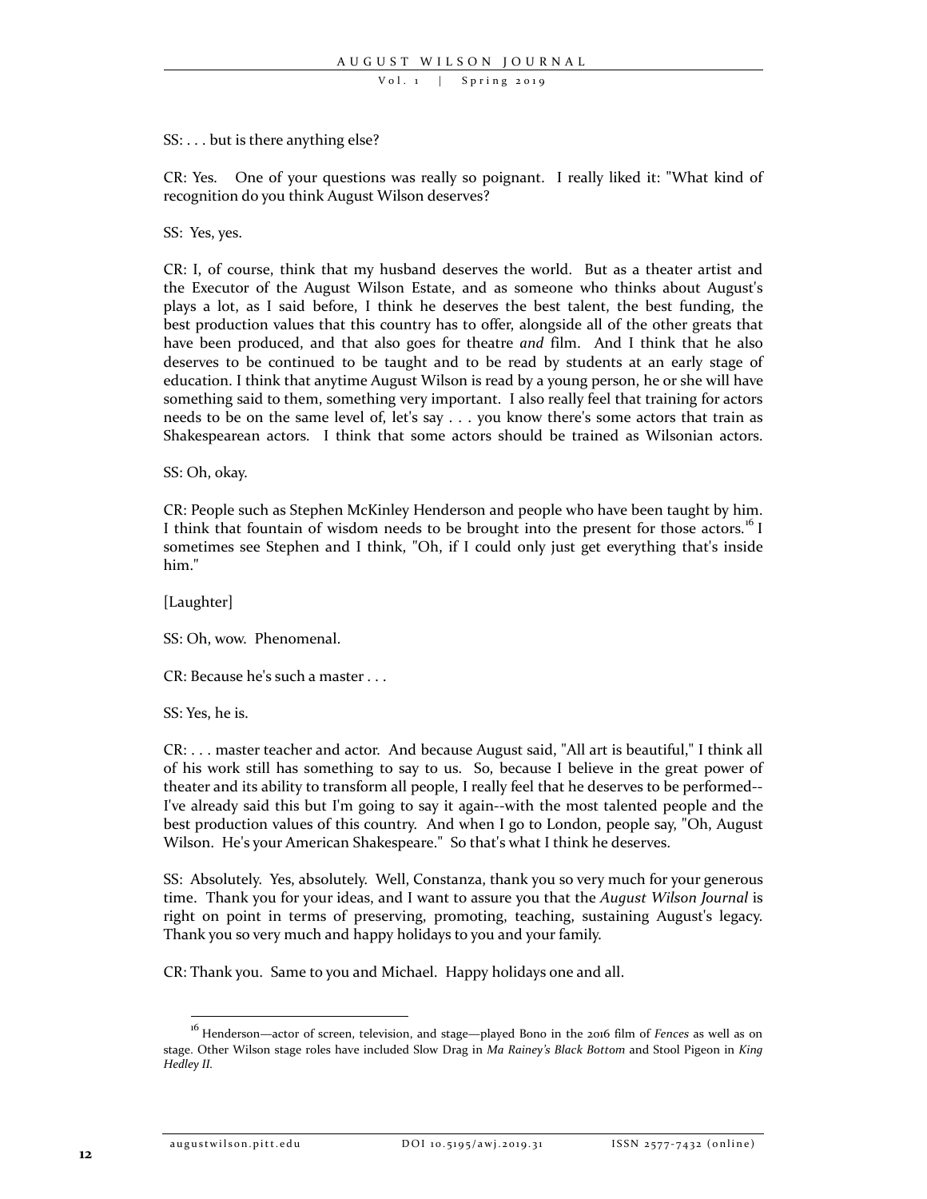SS: . . . but is there anything else?

CR: Yes. One of your questions was really so poignant. I really liked it: "What kind of recognition do you think August Wilson deserves?

SS: Yes, yes.

CR: I, of course, think that my husband deserves the world. But as a theater artist and the Executor of the August Wilson Estate, and as someone who thinks about August's plays a lot, as I said before, I think he deserves the best talent, the best funding, the best production values that this country has to offer, alongside all of the other greats that have been produced, and that also goes for theatre *and* film. And I think that he also deserves to be continued to be taught and to be read by students at an early stage of education. I think that anytime August Wilson is read by a young person, he or she will have something said to them, something very important. I also really feel that training for actors needs to be on the same level of, let's say . . . you know there's some actors that train as Shakespearean actors. I think that some actors should be trained as Wilsonian actors.

SS: Oh, okay.

CR: People such as Stephen McKinley Henderson and people who have been taught by him. I think that fountain of wisdom needs to be brought into the present for those actors.[16] I sometimes see Stephen and I think, "Oh, if I could only just get everything that's inside him."

[Laughter]

SS: Oh, wow. Phenomenal.

CR: Because he's such a master . . .

SS: Yes, he is.

CR: . . . master teacher and actor. And because August said, "All art is beautiful," I think all of his work still has something to say to us. So, because I believe in the great power of theater and its ability to transform all people, I really feel that he deserves to be performed--I've already said this but I'm going to say it again--with the most talented people and the best production values of this country. And when I go to London, people say, "Oh, August Wilson. He's your American Shakespeare." So that's what I think he deserves.

SS: Absolutely. Yes, absolutely. Well, Constanza, thank you so very much for your generous time. Thank you for your ideas, and I want to assure you that the *August Wilson Journal* is right on point in terms of preserving, promoting, teaching, sustaining August's legacy. Thank you so very much and happy holidays to you and your family.

CR: Thank you. Same to you and Michael. Happy holidays one and all.

---

[16] Henderson—actor of screen, television, and stage—played Bono in the 2016 film of *Fences* as well as on stage. Other Wilson stage roles have included Slow Drag in *Ma Rainey's Black Bottom* and Stool Pigeon in *King Hedley II*.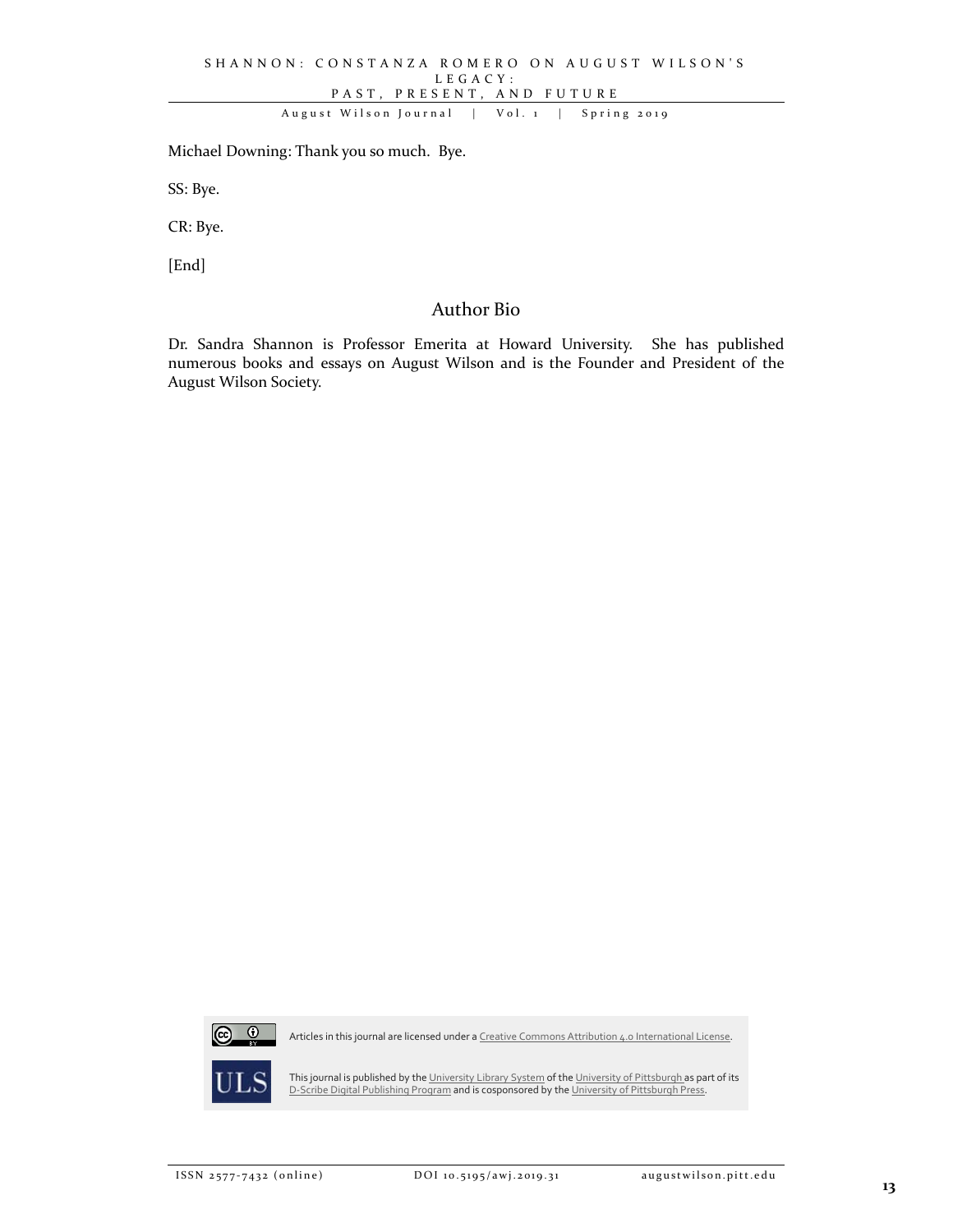Michael Downing: Thank you so much.  Bye.

SS: Bye.

CR: Bye.

[End]

## Author Bio

Dr. Sandra Shannon is Professor Emerita at Howard University.  She has published numerous books and essays on August Wilson and is the Founder and President of the August Wilson Society.

Articles in this journal are licensed under a Creative Commons Attribution 4.0 International License.

This journal is published by the University Library System of the University of Pittsburgh as part of its D-Scribe Digital Publishing Program and is cosponsored by the University of Pittsburgh Press.

ISSN 2577-7432 (online)    DOI 10.5195/awj.2019.31    augustwilson.pitt.edu